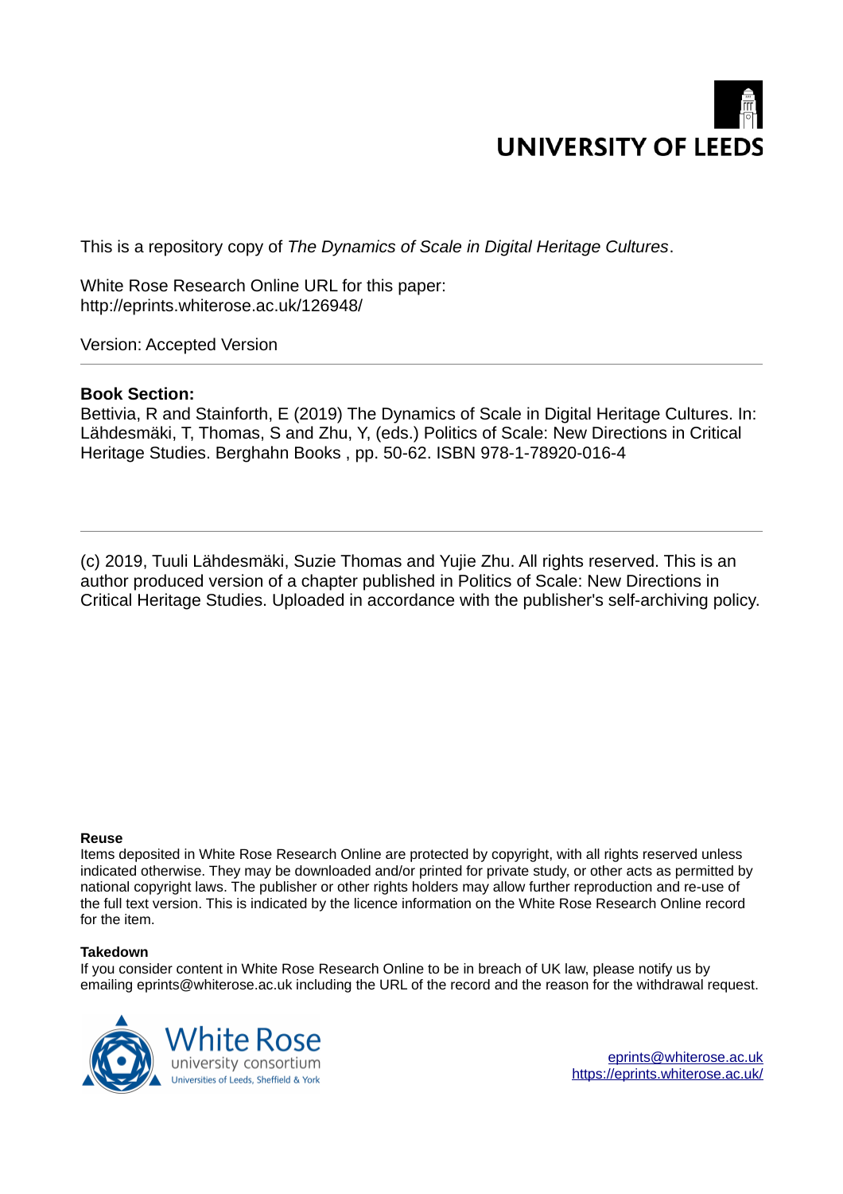UNIVERSITY OF LEEDS

This is a repository copy of *The Dynamics of Scale in Digital Heritage Cultures*.

White Rose Research Online URL for this paper:
http://eprints.whiterose.ac.uk/126948/

Version: Accepted Version

**Book Section:**

Bettivia, R and Stainforth, E (2019) The Dynamics of Scale in Digital Heritage Cultures. In: Lähdesmäki, T, Thomas, S and Zhu, Y, (eds.) Politics of Scale: New Directions in Critical Heritage Studies. Berghahn Books , pp. 50-62. ISBN 978-1-78920-016-4

(c) 2019, Tuuli Lähdesmäki, Suzie Thomas and Yujie Zhu. All rights reserved. This is an author produced version of a chapter published in Politics of Scale: New Directions in Critical Heritage Studies. Uploaded in accordance with the publisher's self-archiving policy.

**Reuse**

Items deposited in White Rose Research Online are protected by copyright, with all rights reserved unless indicated otherwise. They may be downloaded and/or printed for private study, or other acts as permitted by national copyright laws. The publisher or other rights holders may allow further reproduction and re-use of the full text version. This is indicated by the licence information on the White Rose Research Online record for the item.

**Takedown**

If you consider content in White Rose Research Online to be in breach of UK law, please notify us by emailing eprints@whiterose.ac.uk including the URL of the record and the reason for the withdrawal request.

White Rose university consortium
Universities of Leeds, Sheffield & York

eprints@whiterose.ac.uk
https://eprints.whiterose.ac.uk/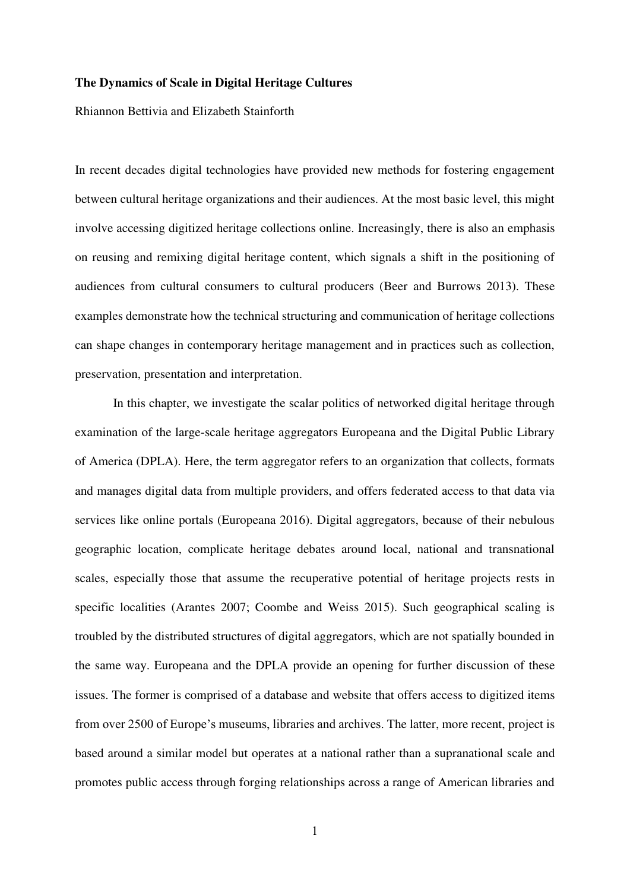**The Dynamics of Scale in Digital Heritage Cultures**

Rhiannon Bettivia and Elizabeth Stainforth

In recent decades digital technologies have provided new methods for fostering engagement between cultural heritage organizations and their audiences. At the most basic level, this might involve accessing digitized heritage collections online. Increasingly, there is also an emphasis on reusing and remixing digital heritage content, which signals a shift in the positioning of audiences from cultural consumers to cultural producers (Beer and Burrows 2013). These examples demonstrate how the technical structuring and communication of heritage collections can shape changes in contemporary heritage management and in practices such as collection, preservation, presentation and interpretation.

In this chapter, we investigate the scalar politics of networked digital heritage through examination of the large-scale heritage aggregators Europeana and the Digital Public Library of America (DPLA). Here, the term aggregator refers to an organization that collects, formats and manages digital data from multiple providers, and offers federated access to that data via services like online portals (Europeana 2016). Digital aggregators, because of their nebulous geographic location, complicate heritage debates around local, national and transnational scales, especially those that assume the recuperative potential of heritage projects rests in specific localities (Arantes 2007; Coombe and Weiss 2015). Such geographical scaling is troubled by the distributed structures of digital aggregators, which are not spatially bounded in the same way. Europeana and the DPLA provide an opening for further discussion of these issues. The former is comprised of a database and website that offers access to digitized items from over 2500 of Europe's museums, libraries and archives. The latter, more recent, project is based around a similar model but operates at a national rather than a supranational scale and promotes public access through forging relationships across a range of American libraries and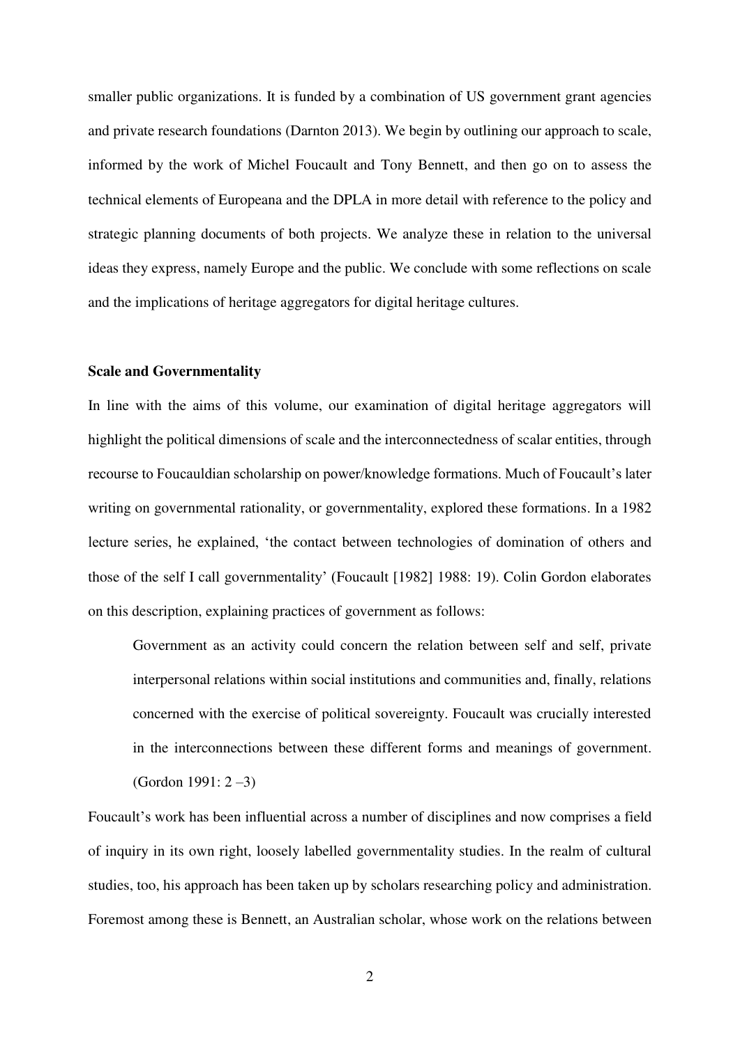smaller public organizations. It is funded by a combination of US government grant agencies and private research foundations (Darnton 2013). We begin by outlining our approach to scale, informed by the work of Michel Foucault and Tony Bennett, and then go on to assess the technical elements of Europeana and the DPLA in more detail with reference to the policy and strategic planning documents of both projects. We analyze these in relation to the universal ideas they express, namely Europe and the public. We conclude with some reflections on scale and the implications of heritage aggregators for digital heritage cultures.

## Scale and Governmentality

In line with the aims of this volume, our examination of digital heritage aggregators will highlight the political dimensions of scale and the interconnectedness of scalar entities, through recourse to Foucauldian scholarship on power/knowledge formations. Much of Foucault's later writing on governmental rationality, or governmentality, explored these formations. In a 1982 lecture series, he explained, 'the contact between technologies of domination of others and those of the self I call governmentality' (Foucault [1982] 1988: 19). Colin Gordon elaborates on this description, explaining practices of government as follows:

> Government as an activity could concern the relation between self and self, private interpersonal relations within social institutions and communities and, finally, relations concerned with the exercise of political sovereignty. Foucault was crucially interested in the interconnections between these different forms and meanings of government. (Gordon 1991: 2 –3)

Foucault's work has been influential across a number of disciplines and now comprises a field of inquiry in its own right, loosely labelled governmentality studies. In the realm of cultural studies, too, his approach has been taken up by scholars researching policy and administration. Foremost among these is Bennett, an Australian scholar, whose work on the relations between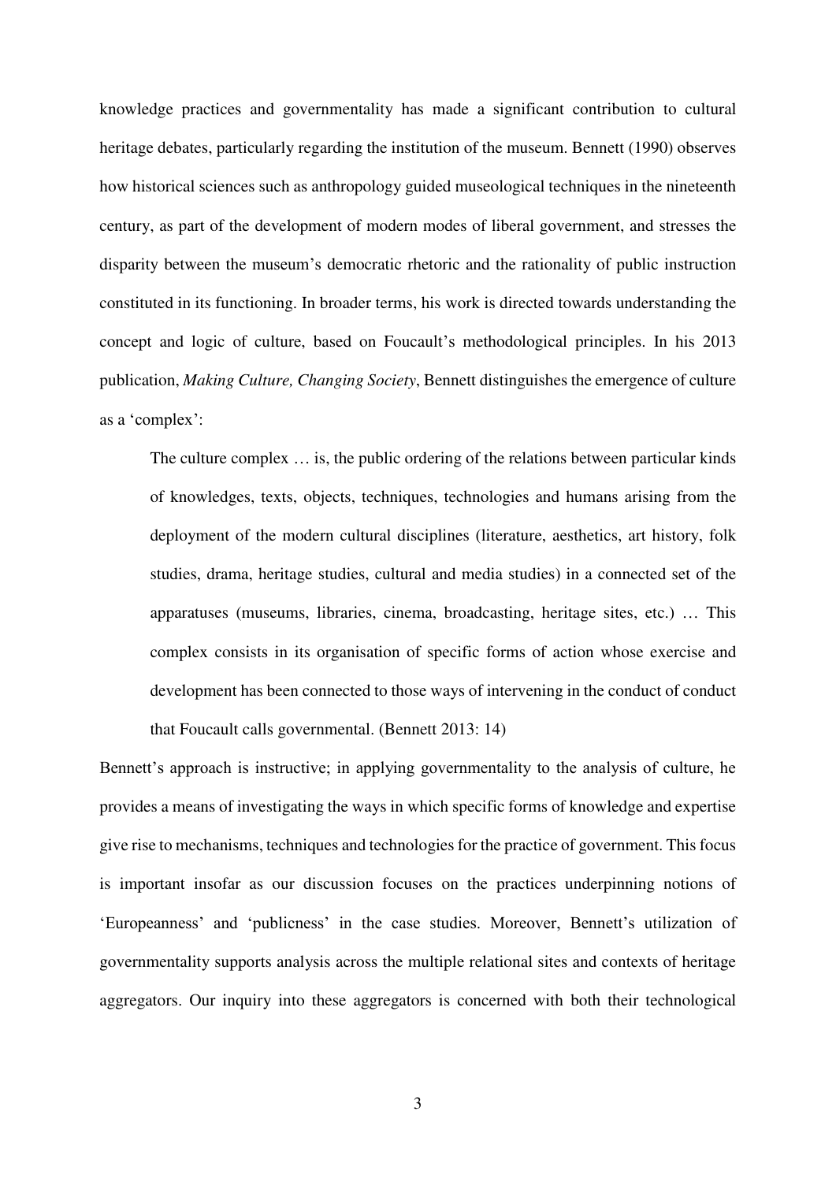knowledge practices and governmentality has made a significant contribution to cultural heritage debates, particularly regarding the institution of the museum. Bennett (1990) observes how historical sciences such as anthropology guided museological techniques in the nineteenth century, as part of the development of modern modes of liberal government, and stresses the disparity between the museum's democratic rhetoric and the rationality of public instruction constituted in its functioning. In broader terms, his work is directed towards understanding the concept and logic of culture, based on Foucault's methodological principles. In his 2013 publication, *Making Culture, Changing Society*, Bennett distinguishes the emergence of culture as a 'complex':

> The culture complex … is, the public ordering of the relations between particular kinds of knowledges, texts, objects, techniques, technologies and humans arising from the deployment of the modern cultural disciplines (literature, aesthetics, art history, folk studies, drama, heritage studies, cultural and media studies) in a connected set of the apparatuses (museums, libraries, cinema, broadcasting, heritage sites, etc.) … This complex consists in its organisation of specific forms of action whose exercise and development has been connected to those ways of intervening in the conduct of conduct that Foucault calls governmental. (Bennett 2013: 14)

Bennett's approach is instructive; in applying governmentality to the analysis of culture, he provides a means of investigating the ways in which specific forms of knowledge and expertise give rise to mechanisms, techniques and technologies for the practice of government. This focus is important insofar as our discussion focuses on the practices underpinning notions of 'Europeanness' and 'publicness' in the case studies. Moreover, Bennett's utilization of governmentality supports analysis across the multiple relational sites and contexts of heritage aggregators. Our inquiry into these aggregators is concerned with both their technological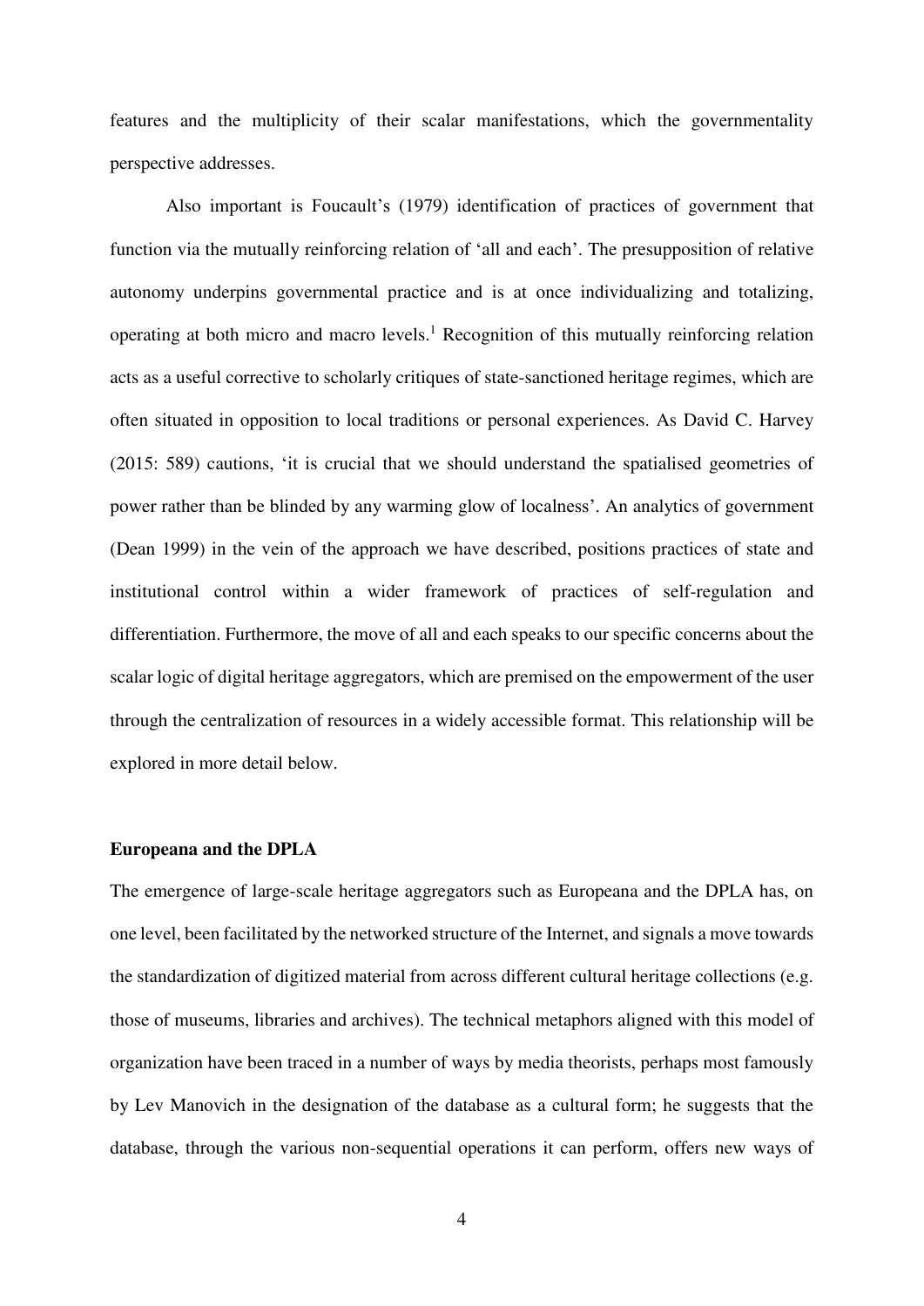features and the multiplicity of their scalar manifestations, which the governmentality perspective addresses.

Also important is Foucault's (1979) identification of practices of government that function via the mutually reinforcing relation of 'all and each'. The presupposition of relative autonomy underpins governmental practice and is at once individualizing and totalizing, operating at both micro and macro levels.[1] Recognition of this mutually reinforcing relation acts as a useful corrective to scholarly critiques of state-sanctioned heritage regimes, which are often situated in opposition to local traditions or personal experiences. As David C. Harvey (2015: 589) cautions, 'it is crucial that we should understand the spatialised geometries of power rather than be blinded by any warming glow of localness'. An analytics of government (Dean 1999) in the vein of the approach we have described, positions practices of state and institutional control within a wider framework of practices of self-regulation and differentiation. Furthermore, the move of all and each speaks to our specific concerns about the scalar logic of digital heritage aggregators, which are premised on the empowerment of the user through the centralization of resources in a widely accessible format. This relationship will be explored in more detail below.

**Europeana and the DPLA**

The emergence of large-scale heritage aggregators such as Europeana and the DPLA has, on one level, been facilitated by the networked structure of the Internet, and signals a move towards the standardization of digitized material from across different cultural heritage collections (e.g. those of museums, libraries and archives). The technical metaphors aligned with this model of organization have been traced in a number of ways by media theorists, perhaps most famously by Lev Manovich in the designation of the database as a cultural form; he suggests that the database, through the various non-sequential operations it can perform, offers new ways of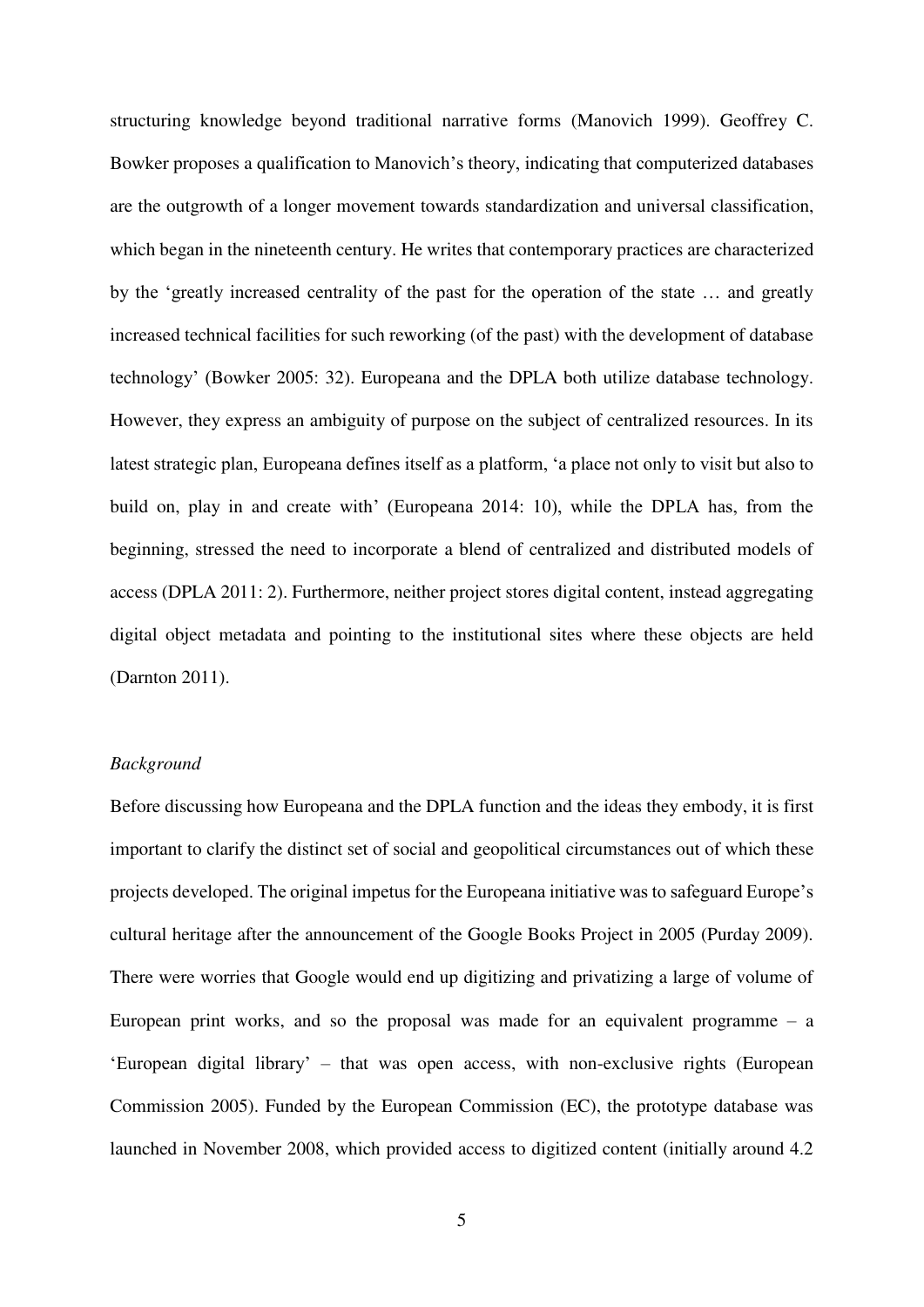structuring knowledge beyond traditional narrative forms (Manovich 1999). Geoffrey C. Bowker proposes a qualification to Manovich's theory, indicating that computerized databases are the outgrowth of a longer movement towards standardization and universal classification, which began in the nineteenth century. He writes that contemporary practices are characterized by the 'greatly increased centrality of the past for the operation of the state … and greatly increased technical facilities for such reworking (of the past) with the development of database technology' (Bowker 2005: 32). Europeana and the DPLA both utilize database technology. However, they express an ambiguity of purpose on the subject of centralized resources. In its latest strategic plan, Europeana defines itself as a platform, 'a place not only to visit but also to build on, play in and create with' (Europeana 2014: 10), while the DPLA has, from the beginning, stressed the need to incorporate a blend of centralized and distributed models of access (DPLA 2011: 2). Furthermore, neither project stores digital content, instead aggregating digital object metadata and pointing to the institutional sites where these objects are held (Darnton 2011).

*Background*

Before discussing how Europeana and the DPLA function and the ideas they embody, it is first important to clarify the distinct set of social and geopolitical circumstances out of which these projects developed. The original impetus for the Europeana initiative was to safeguard Europe's cultural heritage after the announcement of the Google Books Project in 2005 (Purday 2009). There were worries that Google would end up digitizing and privatizing a large of volume of European print works, and so the proposal was made for an equivalent programme – a 'European digital library' – that was open access, with non-exclusive rights (European Commission 2005). Funded by the European Commission (EC), the prototype database was launched in November 2008, which provided access to digitized content (initially around 4.2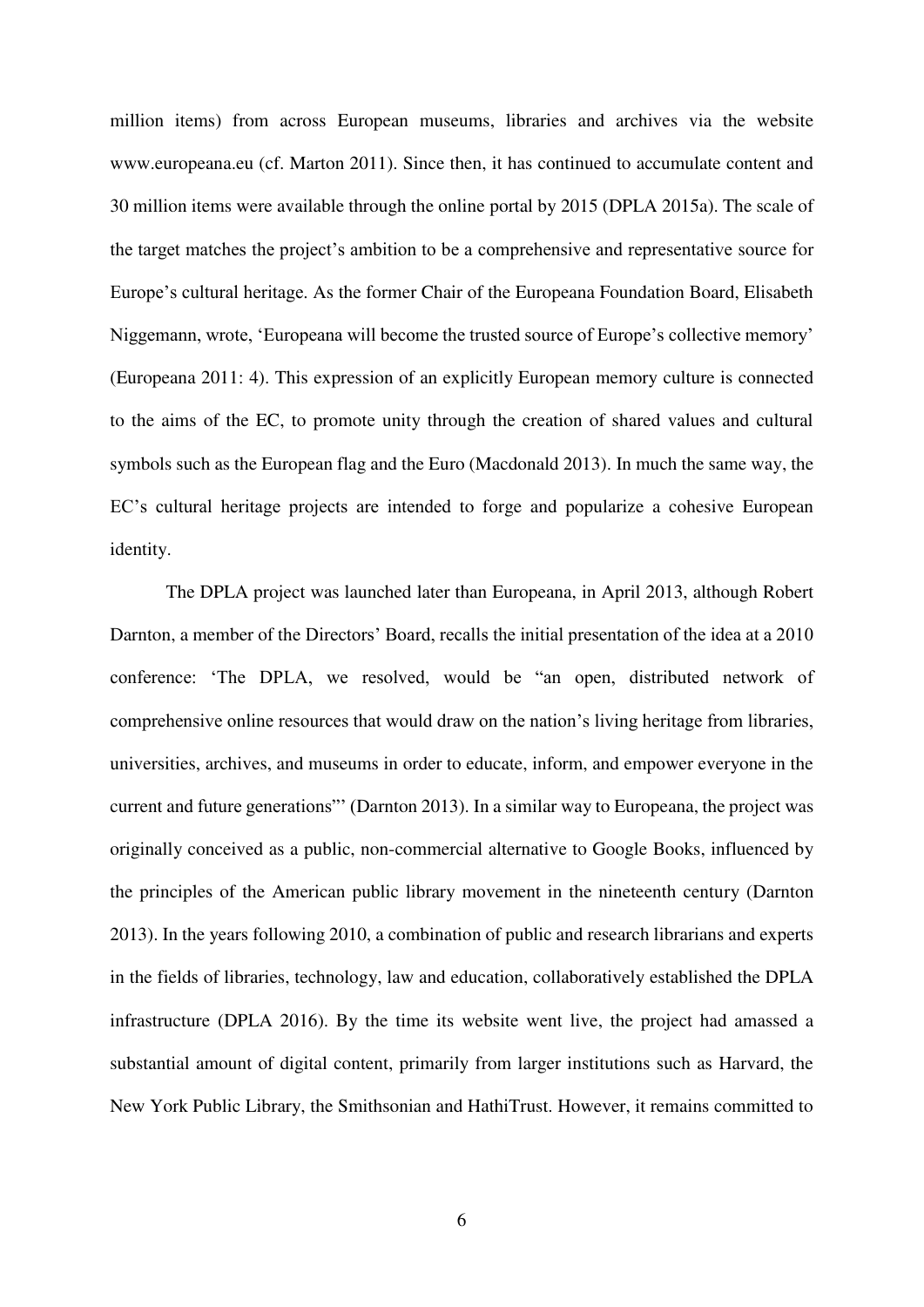million items) from across European museums, libraries and archives via the website www.europeana.eu (cf. Marton 2011). Since then, it has continued to accumulate content and 30 million items were available through the online portal by 2015 (DPLA 2015a). The scale of the target matches the project's ambition to be a comprehensive and representative source for Europe's cultural heritage. As the former Chair of the Europeana Foundation Board, Elisabeth Niggemann, wrote, 'Europeana will become the trusted source of Europe's collective memory' (Europeana 2011: 4). This expression of an explicitly European memory culture is connected to the aims of the EC, to promote unity through the creation of shared values and cultural symbols such as the European flag and the Euro (Macdonald 2013). In much the same way, the EC's cultural heritage projects are intended to forge and popularize a cohesive European identity.

The DPLA project was launched later than Europeana, in April 2013, although Robert Darnton, a member of the Directors' Board, recalls the initial presentation of the idea at a 2010 conference: 'The DPLA, we resolved, would be "an open, distributed network of comprehensive online resources that would draw on the nation's living heritage from libraries, universities, archives, and museums in order to educate, inform, and empower everyone in the current and future generations"' (Darnton 2013). In a similar way to Europeana, the project was originally conceived as a public, non-commercial alternative to Google Books, influenced by the principles of the American public library movement in the nineteenth century (Darnton 2013). In the years following 2010, a combination of public and research librarians and experts in the fields of libraries, technology, law and education, collaboratively established the DPLA infrastructure (DPLA 2016). By the time its website went live, the project had amassed a substantial amount of digital content, primarily from larger institutions such as Harvard, the New York Public Library, the Smithsonian and HathiTrust. However, it remains committed to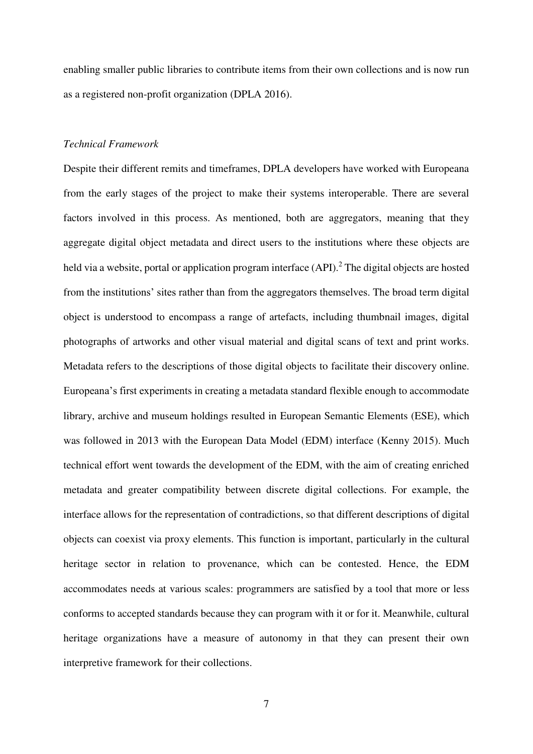enabling smaller public libraries to contribute items from their own collections and is now run as a registered non-profit organization (DPLA 2016).

*Technical Framework*

Despite their different remits and timeframes, DPLA developers have worked with Europeana from the early stages of the project to make their systems interoperable. There are several factors involved in this process. As mentioned, both are aggregators, meaning that they aggregate digital object metadata and direct users to the institutions where these objects are held via a website, portal or application program interface (API).[2] The digital objects are hosted from the institutions' sites rather than from the aggregators themselves. The broad term digital object is understood to encompass a range of artefacts, including thumbnail images, digital photographs of artworks and other visual material and digital scans of text and print works. Metadata refers to the descriptions of those digital objects to facilitate their discovery online. Europeana's first experiments in creating a metadata standard flexible enough to accommodate library, archive and museum holdings resulted in European Semantic Elements (ESE), which was followed in 2013 with the European Data Model (EDM) interface (Kenny 2015). Much technical effort went towards the development of the EDM, with the aim of creating enriched metadata and greater compatibility between discrete digital collections. For example, the interface allows for the representation of contradictions, so that different descriptions of digital objects can coexist via proxy elements. This function is important, particularly in the cultural heritage sector in relation to provenance, which can be contested. Hence, the EDM accommodates needs at various scales: programmers are satisfied by a tool that more or less conforms to accepted standards because they can program with it or for it. Meanwhile, cultural heritage organizations have a measure of autonomy in that they can present their own interpretive framework for their collections.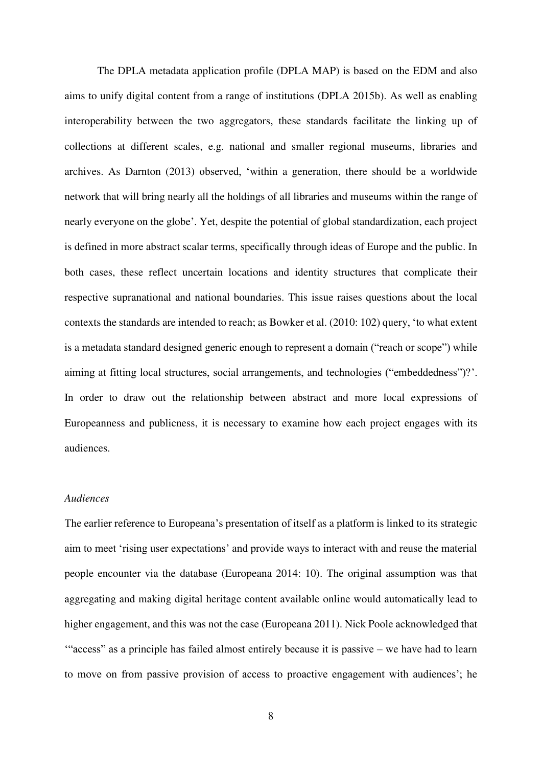The DPLA metadata application profile (DPLA MAP) is based on the EDM and also aims to unify digital content from a range of institutions (DPLA 2015b). As well as enabling interoperability between the two aggregators, these standards facilitate the linking up of collections at different scales, e.g. national and smaller regional museums, libraries and archives. As Darnton (2013) observed, 'within a generation, there should be a worldwide network that will bring nearly all the holdings of all libraries and museums within the range of nearly everyone on the globe'. Yet, despite the potential of global standardization, each project is defined in more abstract scalar terms, specifically through ideas of Europe and the public. In both cases, these reflect uncertain locations and identity structures that complicate their respective supranational and national boundaries. This issue raises questions about the local contexts the standards are intended to reach; as Bowker et al. (2010: 102) query, 'to what extent is a metadata standard designed generic enough to represent a domain ("reach or scope") while aiming at fitting local structures, social arrangements, and technologies ("embeddedness")?'. In order to draw out the relationship between abstract and more local expressions of Europeanness and publicness, it is necessary to examine how each project engages with its audiences.

*Audiences*

The earlier reference to Europeana's presentation of itself as a platform is linked to its strategic aim to meet 'rising user expectations' and provide ways to interact with and reuse the material people encounter via the database (Europeana 2014: 10). The original assumption was that aggregating and making digital heritage content available online would automatically lead to higher engagement, and this was not the case (Europeana 2011). Nick Poole acknowledged that '"access" as a principle has failed almost entirely because it is passive – we have had to learn to move on from passive provision of access to proactive engagement with audiences'; he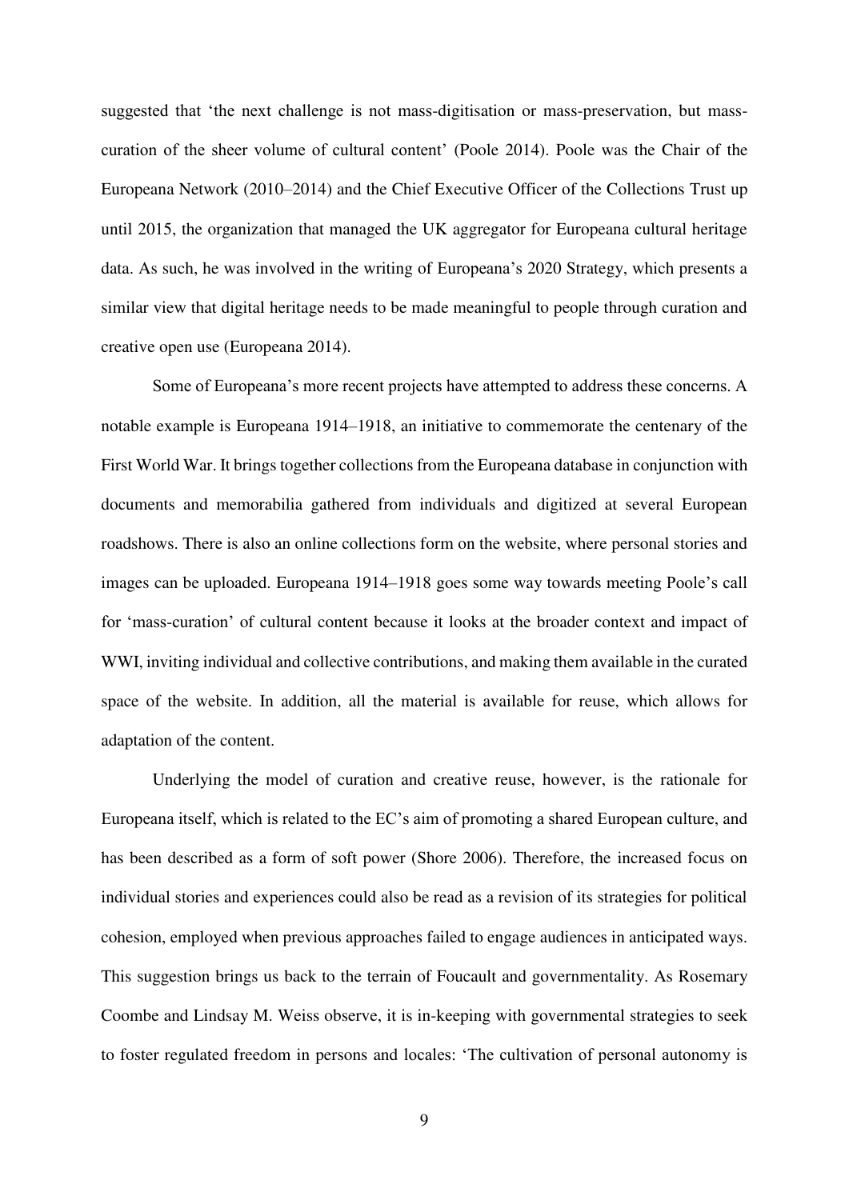suggested that 'the next challenge is not mass-digitisation or mass-preservation, but mass-curation of the sheer volume of cultural content' (Poole 2014). Poole was the Chair of the Europeana Network (2010–2014) and the Chief Executive Officer of the Collections Trust up until 2015, the organization that managed the UK aggregator for Europeana cultural heritage data. As such, he was involved in the writing of Europeana's 2020 Strategy, which presents a similar view that digital heritage needs to be made meaningful to people through curation and creative open use (Europeana 2014).

Some of Europeana's more recent projects have attempted to address these concerns. A notable example is Europeana 1914–1918, an initiative to commemorate the centenary of the First World War. It brings together collections from the Europeana database in conjunction with documents and memorabilia gathered from individuals and digitized at several European roadshows. There is also an online collections form on the website, where personal stories and images can be uploaded. Europeana 1914–1918 goes some way towards meeting Poole's call for 'mass-curation' of cultural content because it looks at the broader context and impact of WWI, inviting individual and collective contributions, and making them available in the curated space of the website. In addition, all the material is available for reuse, which allows for adaptation of the content.

Underlying the model of curation and creative reuse, however, is the rationale for Europeana itself, which is related to the EC's aim of promoting a shared European culture, and has been described as a form of soft power (Shore 2006). Therefore, the increased focus on individual stories and experiences could also be read as a revision of its strategies for political cohesion, employed when previous approaches failed to engage audiences in anticipated ways. This suggestion brings us back to the terrain of Foucault and governmentality. As Rosemary Coombe and Lindsay M. Weiss observe, it is in-keeping with governmental strategies to seek to foster regulated freedom in persons and locales: 'The cultivation of personal autonomy is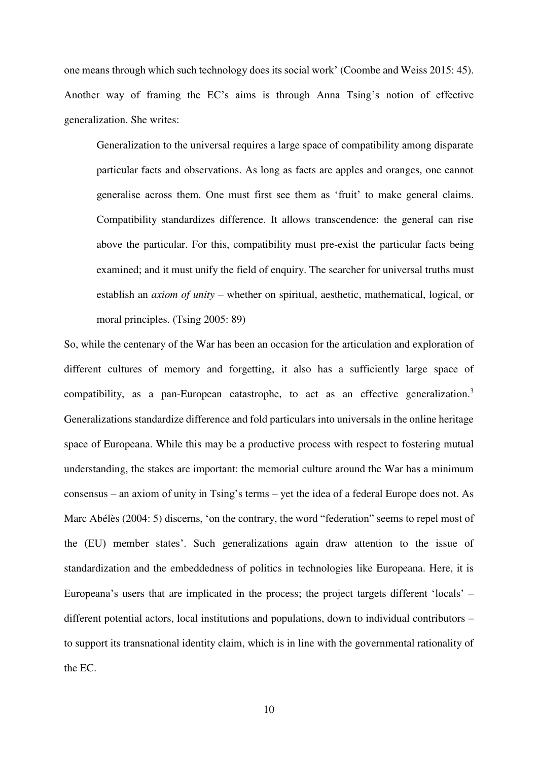one means through which such technology does its social work' (Coombe and Weiss 2015: 45). Another way of framing the EC's aims is through Anna Tsing's notion of effective generalization. She writes:

> Generalization to the universal requires a large space of compatibility among disparate particular facts and observations. As long as facts are apples and oranges, one cannot generalise across them. One must first see them as 'fruit' to make general claims. Compatibility standardizes difference. It allows transcendence: the general can rise above the particular. For this, compatibility must pre-exist the particular facts being examined; and it must unify the field of enquiry. The searcher for universal truths must establish an *axiom of unity* – whether on spiritual, aesthetic, mathematical, logical, or moral principles. (Tsing 2005: 89)

So, while the centenary of the War has been an occasion for the articulation and exploration of different cultures of memory and forgetting, it also has a sufficiently large space of compatibility, as a pan-European catastrophe, to act as an effective generalization.[3] Generalizations standardize difference and fold particulars into universals in the online heritage space of Europeana. While this may be a productive process with respect to fostering mutual understanding, the stakes are important: the memorial culture around the War has a minimum consensus – an axiom of unity in Tsing's terms – yet the idea of a federal Europe does not. As Marc Abélès (2004: 5) discerns, 'on the contrary, the word "federation" seems to repel most of the (EU) member states'. Such generalizations again draw attention to the issue of standardization and the embeddedness of politics in technologies like Europeana. Here, it is Europeana's users that are implicated in the process; the project targets different 'locals' – different potential actors, local institutions and populations, down to individual contributors – to support its transnational identity claim, which is in line with the governmental rationality of the EC.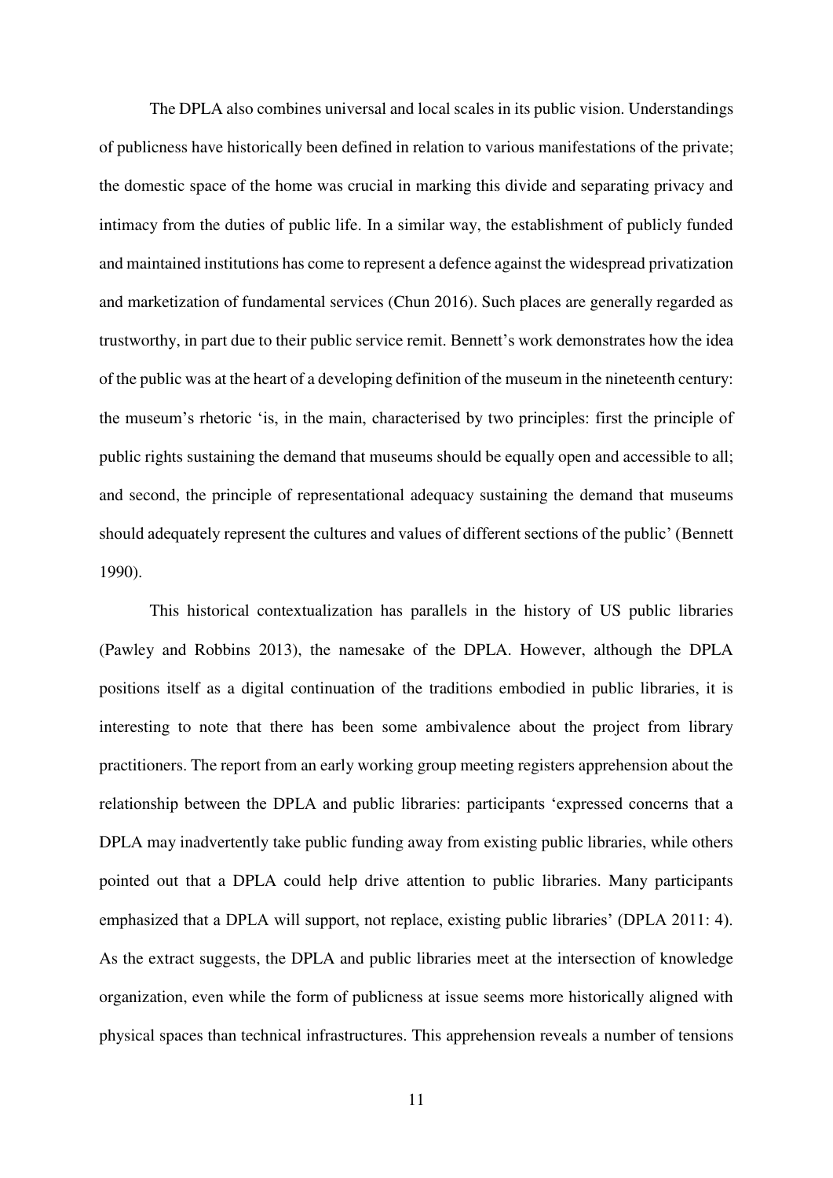The DPLA also combines universal and local scales in its public vision. Understandings of publicness have historically been defined in relation to various manifestations of the private; the domestic space of the home was crucial in marking this divide and separating privacy and intimacy from the duties of public life. In a similar way, the establishment of publicly funded and maintained institutions has come to represent a defence against the widespread privatization and marketization of fundamental services (Chun 2016). Such places are generally regarded as trustworthy, in part due to their public service remit. Bennett's work demonstrates how the idea of the public was at the heart of a developing definition of the museum in the nineteenth century: the museum's rhetoric 'is, in the main, characterised by two principles: first the principle of public rights sustaining the demand that museums should be equally open and accessible to all; and second, the principle of representational adequacy sustaining the demand that museums should adequately represent the cultures and values of different sections of the public' (Bennett 1990).

This historical contextualization has parallels in the history of US public libraries (Pawley and Robbins 2013), the namesake of the DPLA. However, although the DPLA positions itself as a digital continuation of the traditions embodied in public libraries, it is interesting to note that there has been some ambivalence about the project from library practitioners. The report from an early working group meeting registers apprehension about the relationship between the DPLA and public libraries: participants 'expressed concerns that a DPLA may inadvertently take public funding away from existing public libraries, while others pointed out that a DPLA could help drive attention to public libraries. Many participants emphasized that a DPLA will support, not replace, existing public libraries' (DPLA 2011: 4). As the extract suggests, the DPLA and public libraries meet at the intersection of knowledge organization, even while the form of publicness at issue seems more historically aligned with physical spaces than technical infrastructures. This apprehension reveals a number of tensions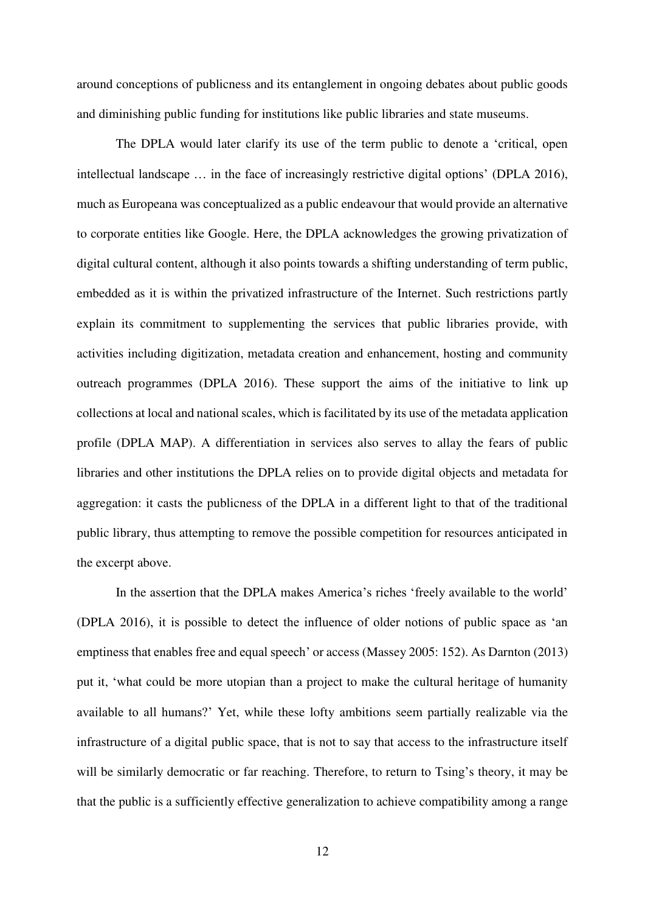around conceptions of publicness and its entanglement in ongoing debates about public goods and diminishing public funding for institutions like public libraries and state museums.

The DPLA would later clarify its use of the term public to denote a 'critical, open intellectual landscape … in the face of increasingly restrictive digital options' (DPLA 2016), much as Europeana was conceptualized as a public endeavour that would provide an alternative to corporate entities like Google. Here, the DPLA acknowledges the growing privatization of digital cultural content, although it also points towards a shifting understanding of term public, embedded as it is within the privatized infrastructure of the Internet. Such restrictions partly explain its commitment to supplementing the services that public libraries provide, with activities including digitization, metadata creation and enhancement, hosting and community outreach programmes (DPLA 2016). These support the aims of the initiative to link up collections at local and national scales, which is facilitated by its use of the metadata application profile (DPLA MAP). A differentiation in services also serves to allay the fears of public libraries and other institutions the DPLA relies on to provide digital objects and metadata for aggregation: it casts the publicness of the DPLA in a different light to that of the traditional public library, thus attempting to remove the possible competition for resources anticipated in the excerpt above.

In the assertion that the DPLA makes America's riches 'freely available to the world' (DPLA 2016), it is possible to detect the influence of older notions of public space as 'an emptiness that enables free and equal speech' or access (Massey 2005: 152). As Darnton (2013) put it, 'what could be more utopian than a project to make the cultural heritage of humanity available to all humans?' Yet, while these lofty ambitions seem partially realizable via the infrastructure of a digital public space, that is not to say that access to the infrastructure itself will be similarly democratic or far reaching. Therefore, to return to Tsing's theory, it may be that the public is a sufficiently effective generalization to achieve compatibility among a range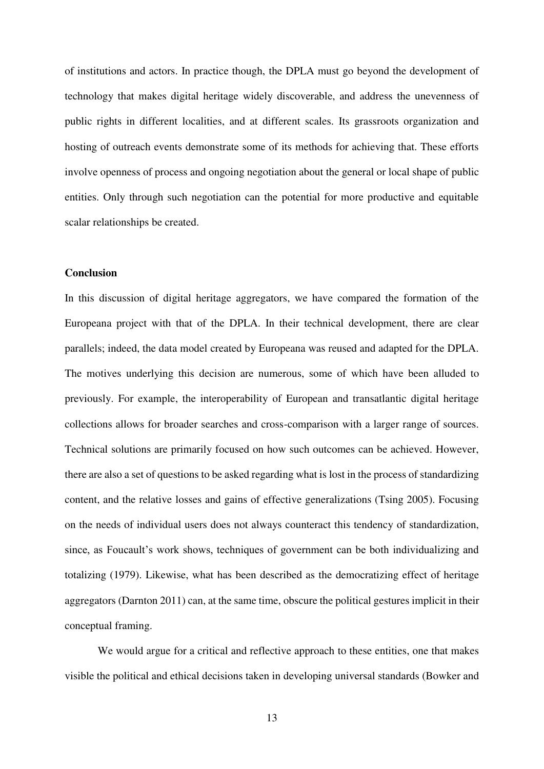of institutions and actors. In practice though, the DPLA must go beyond the development of technology that makes digital heritage widely discoverable, and address the unevenness of public rights in different localities, and at different scales. Its grassroots organization and hosting of outreach events demonstrate some of its methods for achieving that. These efforts involve openness of process and ongoing negotiation about the general or local shape of public entities. Only through such negotiation can the potential for more productive and equitable scalar relationships be created.

## Conclusion

In this discussion of digital heritage aggregators, we have compared the formation of the Europeana project with that of the DPLA. In their technical development, there are clear parallels; indeed, the data model created by Europeana was reused and adapted for the DPLA. The motives underlying this decision are numerous, some of which have been alluded to previously. For example, the interoperability of European and transatlantic digital heritage collections allows for broader searches and cross-comparison with a larger range of sources. Technical solutions are primarily focused on how such outcomes can be achieved. However, there are also a set of questions to be asked regarding what is lost in the process of standardizing content, and the relative losses and gains of effective generalizations (Tsing 2005). Focusing on the needs of individual users does not always counteract this tendency of standardization, since, as Foucault's work shows, techniques of government can be both individualizing and totalizing (1979). Likewise, what has been described as the democratizing effect of heritage aggregators (Darnton 2011) can, at the same time, obscure the political gestures implicit in their conceptual framing.

We would argue for a critical and reflective approach to these entities, one that makes visible the political and ethical decisions taken in developing universal standards (Bowker and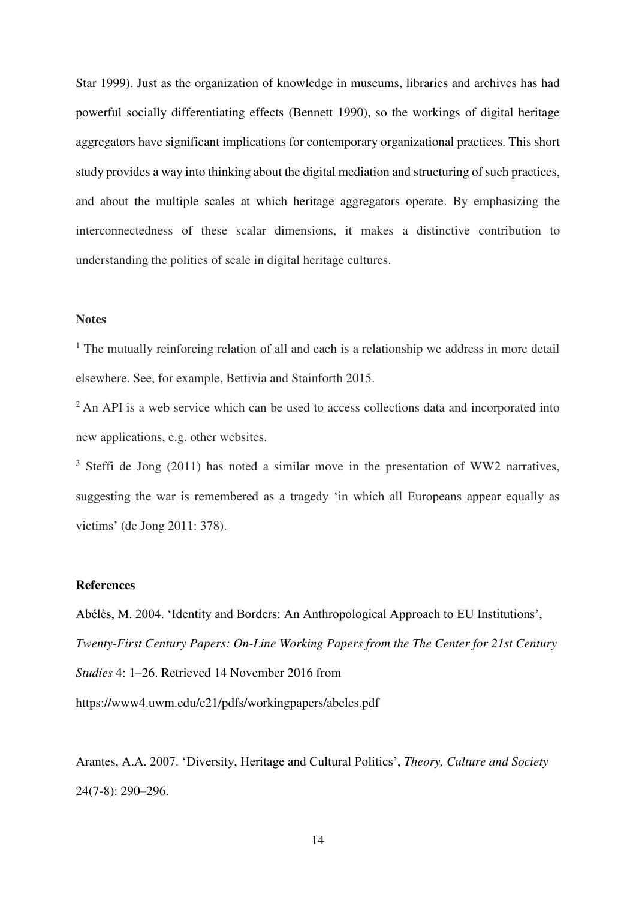Star 1999). Just as the organization of knowledge in museums, libraries and archives has had powerful socially differentiating effects (Bennett 1990), so the workings of digital heritage aggregators have significant implications for contemporary organizational practices. This short study provides a way into thinking about the digital mediation and structuring of such practices, and about the multiple scales at which heritage aggregators operate. By emphasizing the interconnectedness of these scalar dimensions, it makes a distinctive contribution to understanding the politics of scale in digital heritage cultures.

## Notes

[1] The mutually reinforcing relation of all and each is a relationship we address in more detail elsewhere. See, for example, Bettivia and Stainforth 2015.

[2] An API is a web service which can be used to access collections data and incorporated into new applications, e.g. other websites.

[3] Steffi de Jong (2011) has noted a similar move in the presentation of WW2 narratives, suggesting the war is remembered as a tragedy 'in which all Europeans appear equally as victims' (de Jong 2011: 378).

## References

Abélès, M. 2004. 'Identity and Borders: An Anthropological Approach to EU Institutions', *Twenty-First Century Papers: On-Line Working Papers from the The Center for 21st Century Studies* 4: 1–26. Retrieved 14 November 2016 from https://www4.uwm.edu/c21/pdfs/workingpapers/abeles.pdf

Arantes, A.A. 2007. 'Diversity, Heritage and Cultural Politics', *Theory, Culture and Society* 24(7-8): 290–296.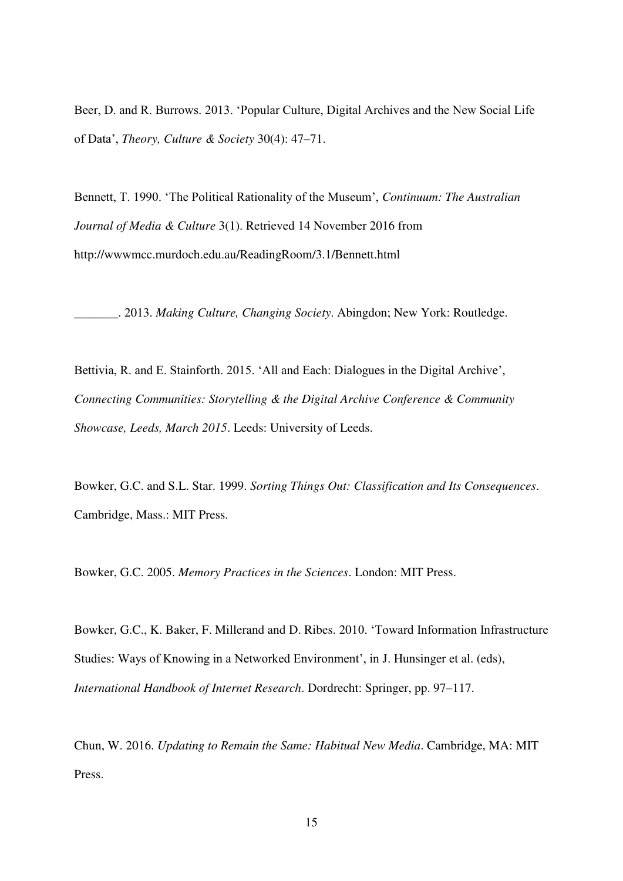Beer, D. and R. Burrows. 2013. 'Popular Culture, Digital Archives and the New Social Life of Data', *Theory, Culture & Society* 30(4): 47–71.

Bennett, T. 1990. 'The Political Rationality of the Museum', *Continuum: The Australian Journal of Media & Culture* 3(1). Retrieved 14 November 2016 from http://wwwmcc.murdoch.edu.au/ReadingRoom/3.1/Bennett.html

_______. 2013. *Making Culture, Changing Society*. Abingdon; New York: Routledge.

Bettivia, R. and E. Stainforth. 2015. 'All and Each: Dialogues in the Digital Archive', *Connecting Communities: Storytelling & the Digital Archive Conference & Community Showcase, Leeds, March 2015*. Leeds: University of Leeds.

Bowker, G.C. and S.L. Star. 1999. *Sorting Things Out: Classification and Its Consequences*. Cambridge, Mass.: MIT Press.

Bowker, G.C. 2005. *Memory Practices in the Sciences*. London: MIT Press.

Bowker, G.C., K. Baker, F. Millerand and D. Ribes. 2010. 'Toward Information Infrastructure Studies: Ways of Knowing in a Networked Environment', in J. Hunsinger et al. (eds), *International Handbook of Internet Research*. Dordrecht: Springer, pp. 97–117.

Chun, W. 2016. *Updating to Remain the Same: Habitual New Media*. Cambridge, MA: MIT Press.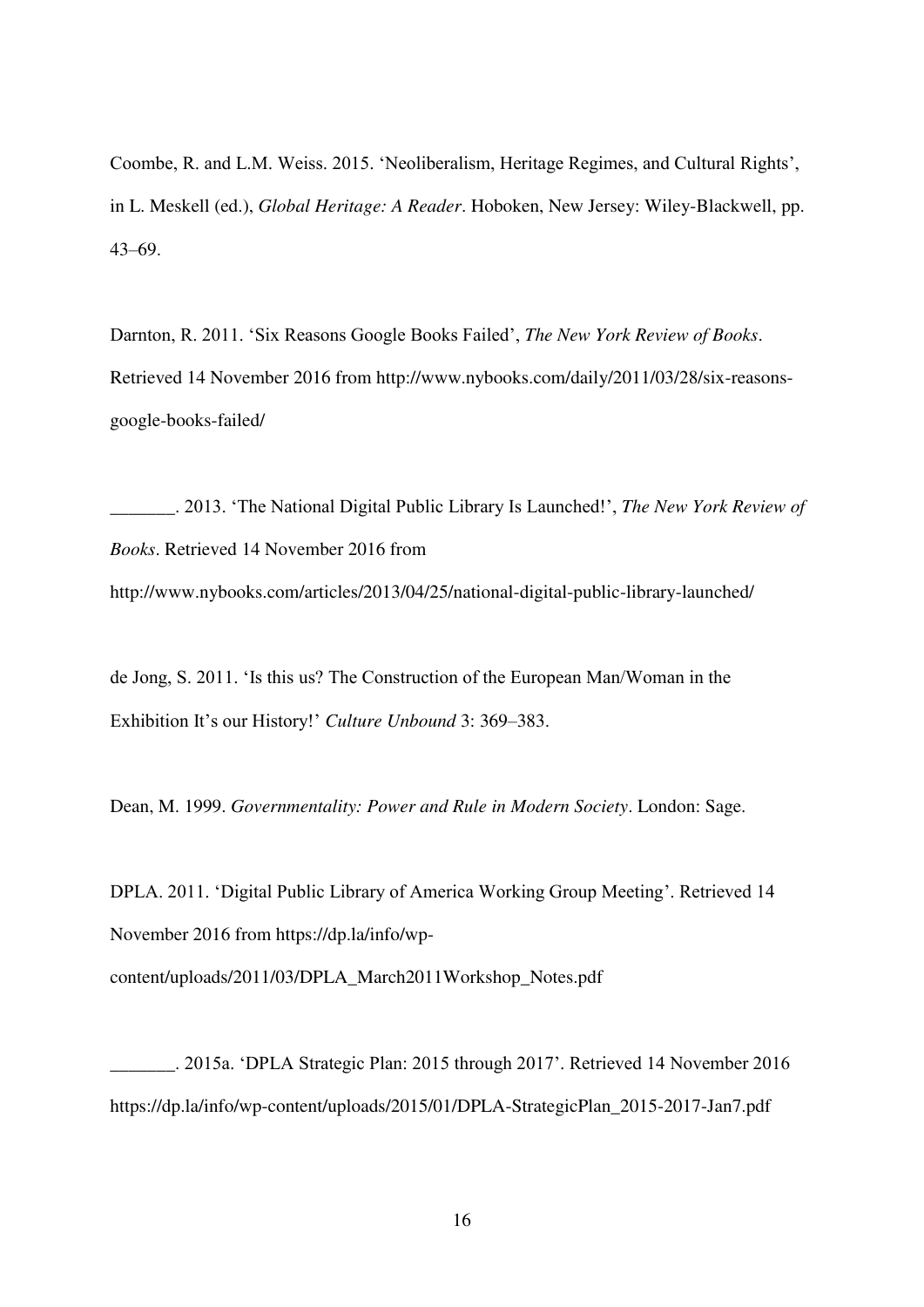Coombe, R. and L.M. Weiss. 2015. 'Neoliberalism, Heritage Regimes, and Cultural Rights', in L. Meskell (ed.), *Global Heritage: A Reader*. Hoboken, New Jersey: Wiley-Blackwell, pp. 43–69.

Darnton, R. 2011. 'Six Reasons Google Books Failed', *The New York Review of Books*. Retrieved 14 November 2016 from http://www.nybooks.com/daily/2011/03/28/six-reasons-google-books-failed/

_______. 2013. 'The National Digital Public Library Is Launched!', *The New York Review of Books*. Retrieved 14 November 2016 from http://www.nybooks.com/articles/2013/04/25/national-digital-public-library-launched/

de Jong, S. 2011. 'Is this us? The Construction of the European Man/Woman in the Exhibition It's our History!' *Culture Unbound* 3: 369–383.

Dean, M. 1999. *Governmentality: Power and Rule in Modern Society*. London: Sage.

DPLA. 2011. 'Digital Public Library of America Working Group Meeting'. Retrieved 14 November 2016 from https://dp.la/info/wp-content/uploads/2011/03/DPLA_March2011Workshop_Notes.pdf

_______. 2015a. 'DPLA Strategic Plan: 2015 through 2017'. Retrieved 14 November 2016 https://dp.la/info/wp-content/uploads/2015/01/DPLA-StrategicPlan_2015-2017-Jan7.pdf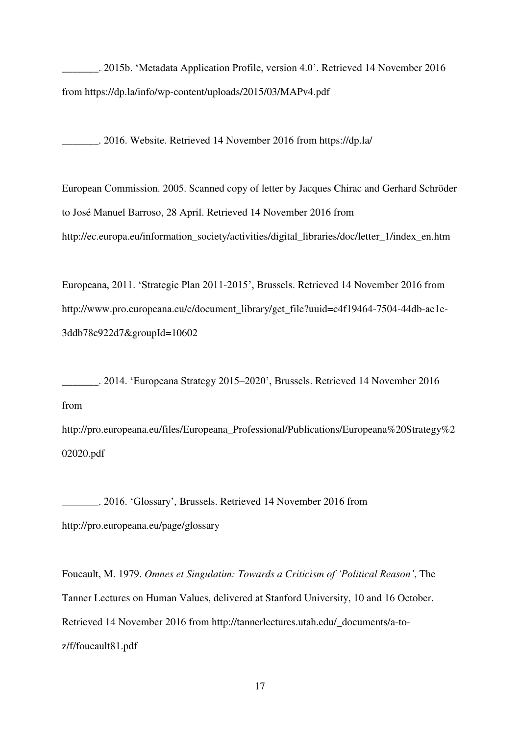_______. 2015b. 'Metadata Application Profile, version 4.0'. Retrieved 14 November 2016 from https://dp.la/info/wp-content/uploads/2015/03/MAPv4.pdf

_______. 2016. Website. Retrieved 14 November 2016 from https://dp.la/

European Commission. 2005. Scanned copy of letter by Jacques Chirac and Gerhard Schröder to José Manuel Barroso, 28 April. Retrieved 14 November 2016 from http://ec.europa.eu/information_society/activities/digital_libraries/doc/letter_1/index_en.htm

Europeana, 2011. 'Strategic Plan 2011-2015', Brussels. Retrieved 14 November 2016 from http://www.pro.europeana.eu/c/document_library/get_file?uuid=c4f19464-7504-44db-ac1e-3ddb78c922d7&groupId=10602

_______. 2014. 'Europeana Strategy 2015–2020', Brussels. Retrieved 14 November 2016 from http://pro.europeana.eu/files/Europeana_Professional/Publications/Europeana%20Strategy%202020.pdf

_______. 2016. 'Glossary', Brussels. Retrieved 14 November 2016 from http://pro.europeana.eu/page/glossary

Foucault, M. 1979. *Omnes et Singulatim: Towards a Criticism of 'Political Reason'*, The Tanner Lectures on Human Values, delivered at Stanford University, 10 and 16 October. Retrieved 14 November 2016 from http://tannerlectures.utah.edu/_documents/a-to-z/f/foucault81.pdf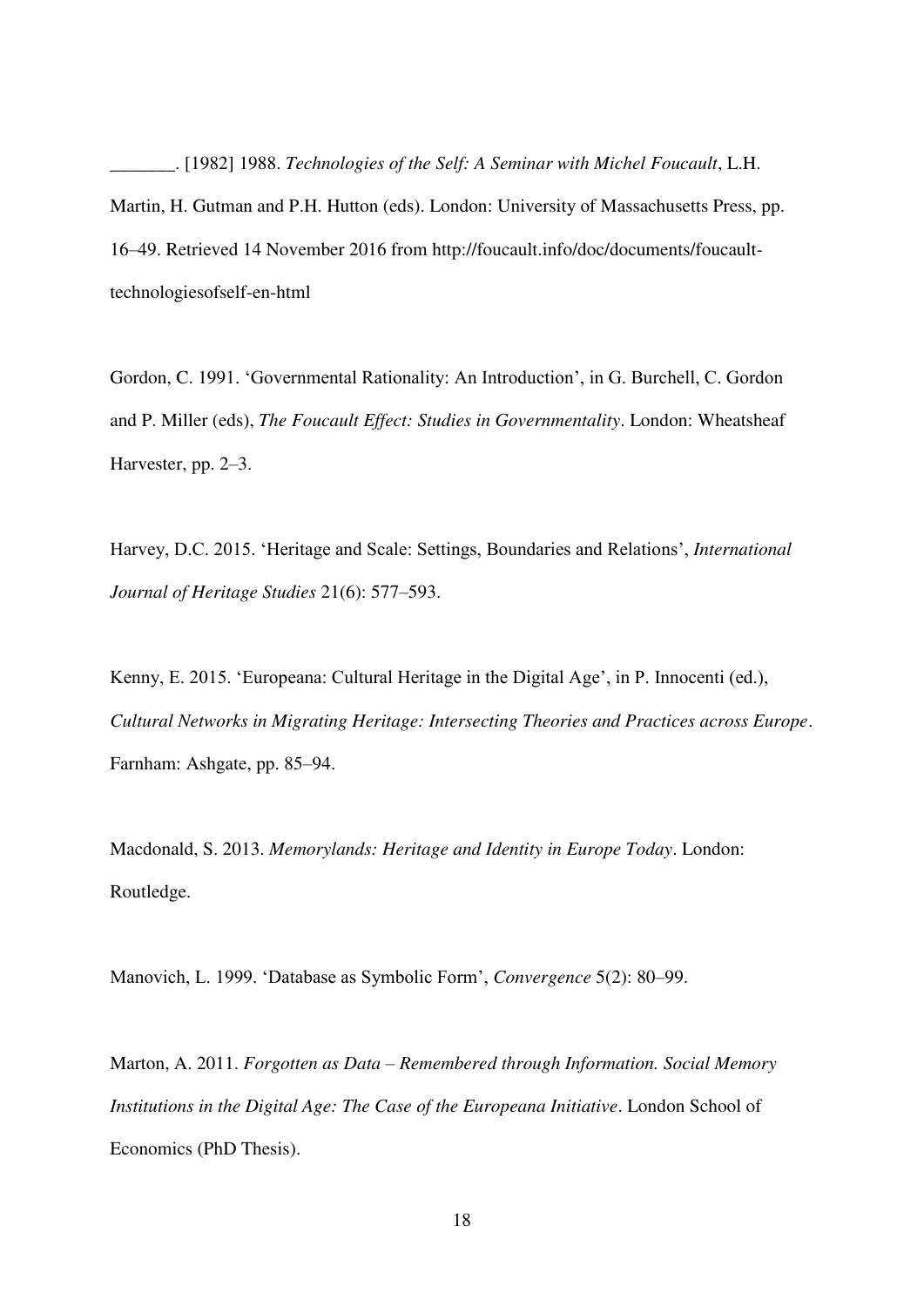_______. [1982] 1988. *Technologies of the Self: A Seminar with Michel Foucault*, L.H. Martin, H. Gutman and P.H. Hutton (eds). London: University of Massachusetts Press, pp. 16–49. Retrieved 14 November 2016 from http://foucault.info/doc/documents/foucault-technologiesofself-en-html

Gordon, C. 1991. 'Governmental Rationality: An Introduction', in G. Burchell, C. Gordon and P. Miller (eds), *The Foucault Effect: Studies in Governmentality*. London: Wheatsheaf Harvester, pp. 2–3.

Harvey, D.C. 2015. 'Heritage and Scale: Settings, Boundaries and Relations', *International Journal of Heritage Studies* 21(6): 577–593.

Kenny, E. 2015. 'Europeana: Cultural Heritage in the Digital Age', in P. Innocenti (ed.), *Cultural Networks in Migrating Heritage: Intersecting Theories and Practices across Europe*. Farnham: Ashgate, pp. 85–94.

Macdonald, S. 2013. *Memorylands: Heritage and Identity in Europe Today*. London: Routledge.

Manovich, L. 1999. 'Database as Symbolic Form', *Convergence* 5(2): 80–99.

Marton, A. 2011. *Forgotten as Data – Remembered through Information. Social Memory Institutions in the Digital Age: The Case of the Europeana Initiative*. London School of Economics (PhD Thesis).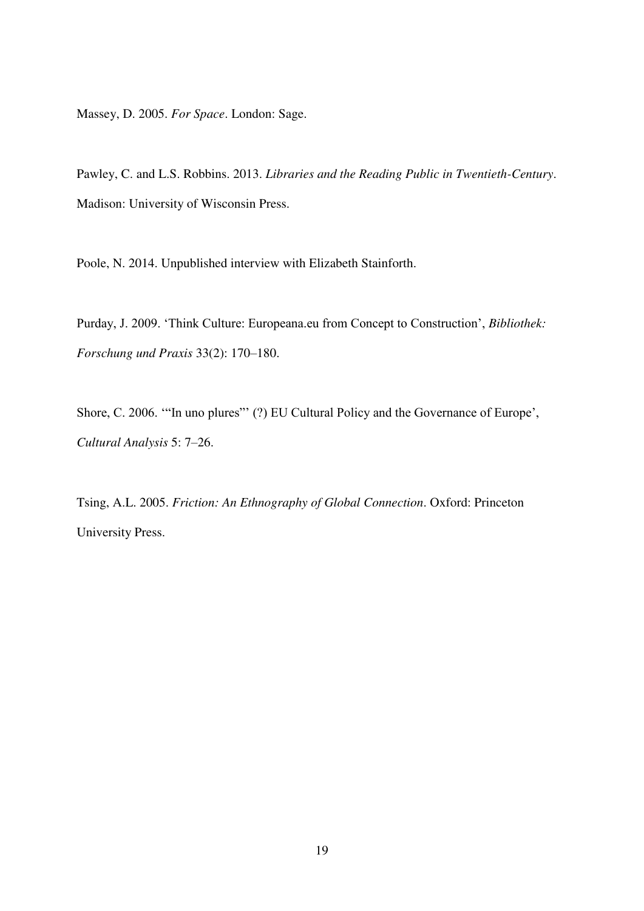Massey, D. 2005. *For Space*. London: Sage.

Pawley, C. and L.S. Robbins. 2013. *Libraries and the Reading Public in Twentieth-Century*. Madison: University of Wisconsin Press.

Poole, N. 2014. Unpublished interview with Elizabeth Stainforth.

Purday, J. 2009. 'Think Culture: Europeana.eu from Concept to Construction', *Bibliothek: Forschung und Praxis* 33(2): 170–180.

Shore, C. 2006. '"In uno plures"' (?) EU Cultural Policy and the Governance of Europe', *Cultural Analysis* 5: 7–26.

Tsing, A.L. 2005. *Friction: An Ethnography of Global Connection*. Oxford: Princeton University Press.